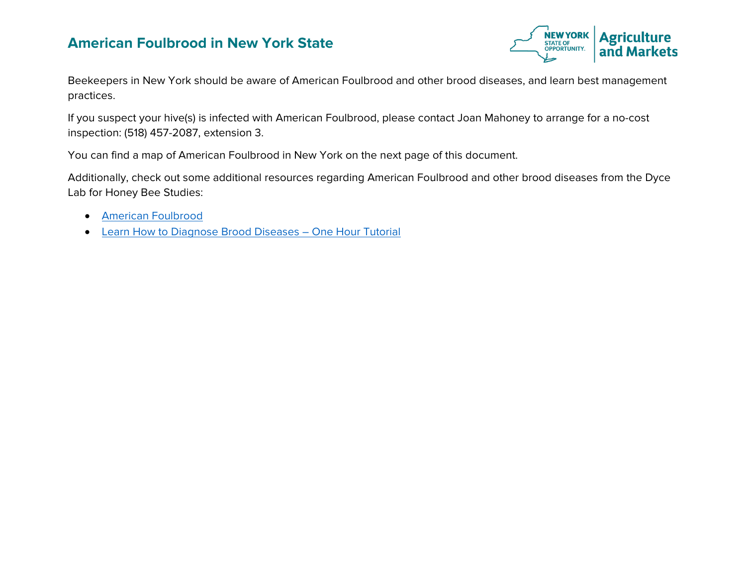# American Foulbrood in New York State

Beekeepers in New York should be aware of American Foulbrood and other brood diseases, and learn best management practices.

If you suspect your hive(s) is infected with American Foulbrood, please contact Joan Mahoney to arrange for a no-cost inspection: (518) 457-2087, extension 3.

You can find a map of American Foulbrood in New York on the next page of this document.

Additionally, check out some additional resources regarding American Foulbrood and other brood diseases from the Dyce Lab for Honey Bee Studies:

- American Foulbrood
- Learn How to Diagnose Brood Diseases – One Hour Tutorial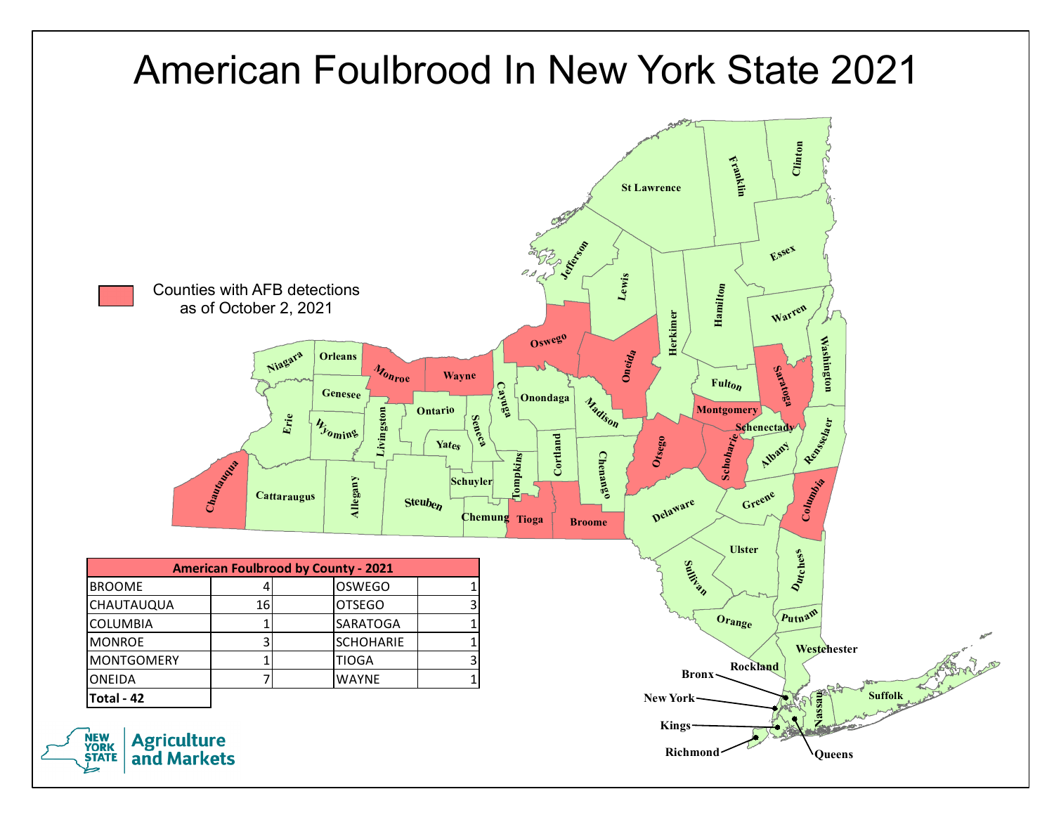# American Foulbrood In New York State 2021

Counties with AFB detections as of October 2, 2021

St Lawrence
Franklin
Clinton
Essex
Jefferson
Lewis
Hamilton
Herkimer
Warren
Oswego
Oneida
Washington
Saratoga
Niagara
Orleans
Monroe
Wayne
Fulton
Genesee
Cayuga
Onondaga
Madison
Montgomery
Ontario
Schenectady
Erie
Wyoming
Livingston
Seneca
Yates
Cortland
Otsego
Schoharie
Albany
Rensselaer
Chautauqua
Cattaraugus
Allegany
Steuben
Schuyler
Tompkins
Chenango
Chemung
Tioga
Broome
Delaware
Greene
Columbia
Ulster
Sullivan
Dutchess
Orange
Putnam
Westchester
Rockland
Bronx
New York
Kings
Richmond
Queens
Nassau
Suffolk

| American Foulbrood by County - 2021 | | | |
|---|---|---|---|
| BROOME | 4 | OSWEGO | 1 |
| CHAUTAUQUA | 16 | OTSEGO | 3 |
| COLUMBIA | 1 | SARATOGA | 1 |
| MONROE | 3 | SCHOHARIE | 1 |
| MONTGOMERY | 1 | TIOGA | 3 |
| ONEIDA | 7 | WAYNE | 1 |
| **Total - 42** | | | |

NEW YORK STATE | Agriculture and Markets